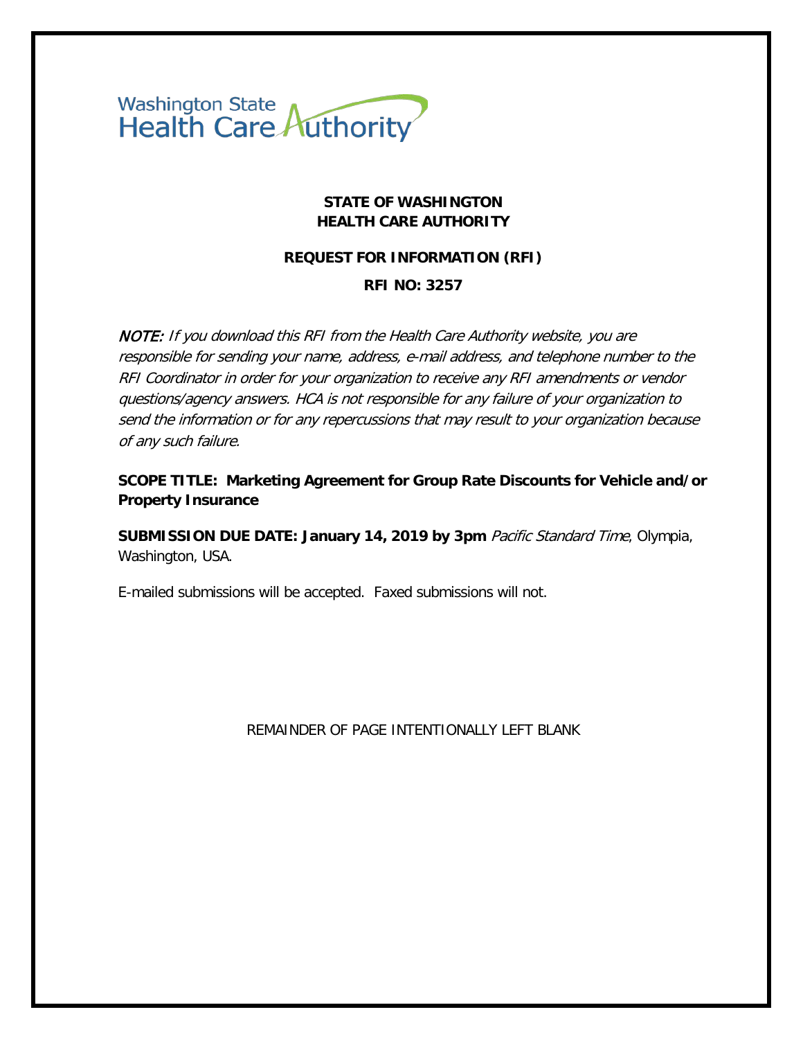Washington State Health Care Authority

**STATE OF WASHINGTON**
**HEALTH CARE AUTHORITY**

**REQUEST FOR INFORMATION (RFI)**

**RFI NO: 3257**

*NOTE: If you download this RFI from the Health Care Authority website, you are responsible for sending your name, address, e-mail address, and telephone number to the RFI Coordinator in order for your organization to receive any RFI amendments or vendor questions/agency answers. HCA is not responsible for any failure of your organization to send the information or for any repercussions that may result to your organization because of any such failure.*

**SCOPE TITLE: Marketing Agreement for Group Rate Discounts for Vehicle and/or Property Insurance**

**SUBMISSION DUE DATE: January 14, 2019 by 3pm** *Pacific Standard Time*, Olympia, Washington, USA.

E-mailed submissions will be accepted. Faxed submissions will not.

REMAINDER OF PAGE INTENTIONALLY LEFT BLANK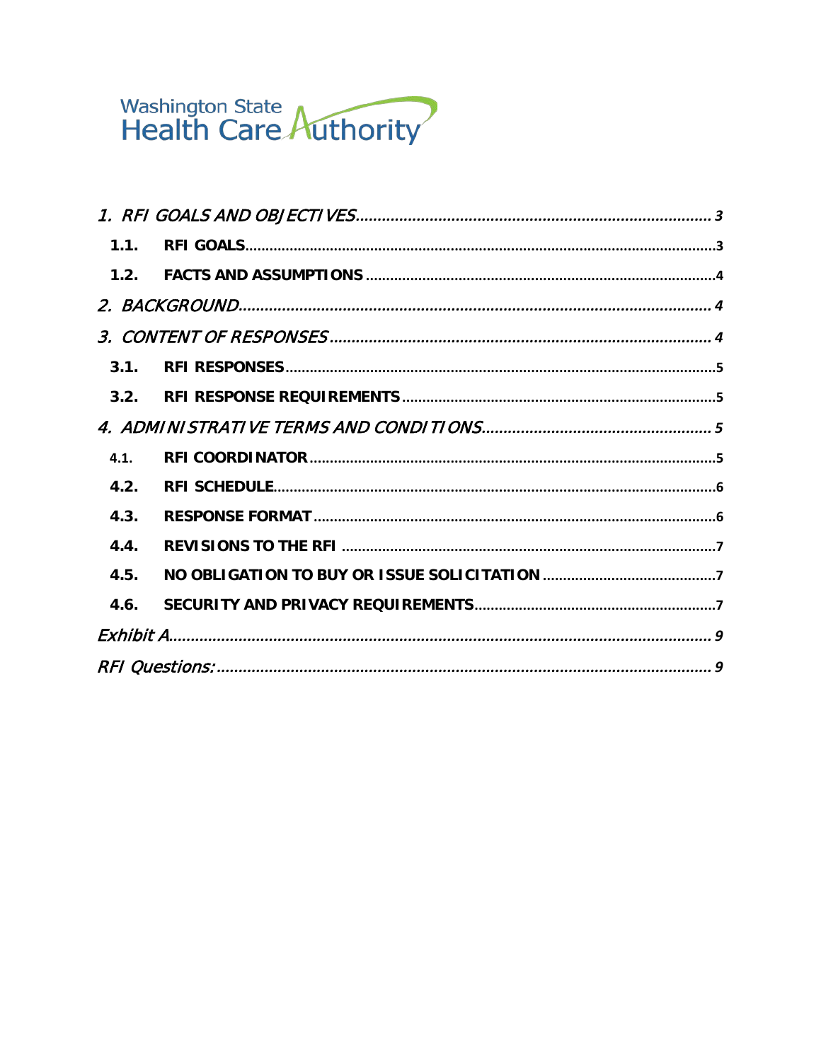Washington State Health Care Authority

1. RFI GOALS AND OBJECTIVES ..... 3
   - 1.1. RFI GOALS ..... 3
   - 1.2. FACTS AND ASSUMPTIONS ..... 4
2. BACKGROUND ..... 4
3. CONTENT OF RESPONSES ..... 4
   - 3.1. RFI RESPONSES ..... 5
   - 3.2. RFI RESPONSE REQUIREMENTS ..... 5
4. ADMINISTRATIVE TERMS AND CONDITIONS ..... 5
   - 4.1. RFI COORDINATOR ..... 5
   - 4.2. RFI SCHEDULE ..... 6
   - 4.3. RESPONSE FORMAT ..... 6
   - 4.4. REVISIONS TO THE RFI ..... 7
   - 4.5. NO OBLIGATION TO BUY OR ISSUE SOLICITATION ..... 7
   - 4.6. SECURITY AND PRIVACY REQUIREMENTS ..... 7

Exhibit A ..... 9

RFI Questions: ..... 9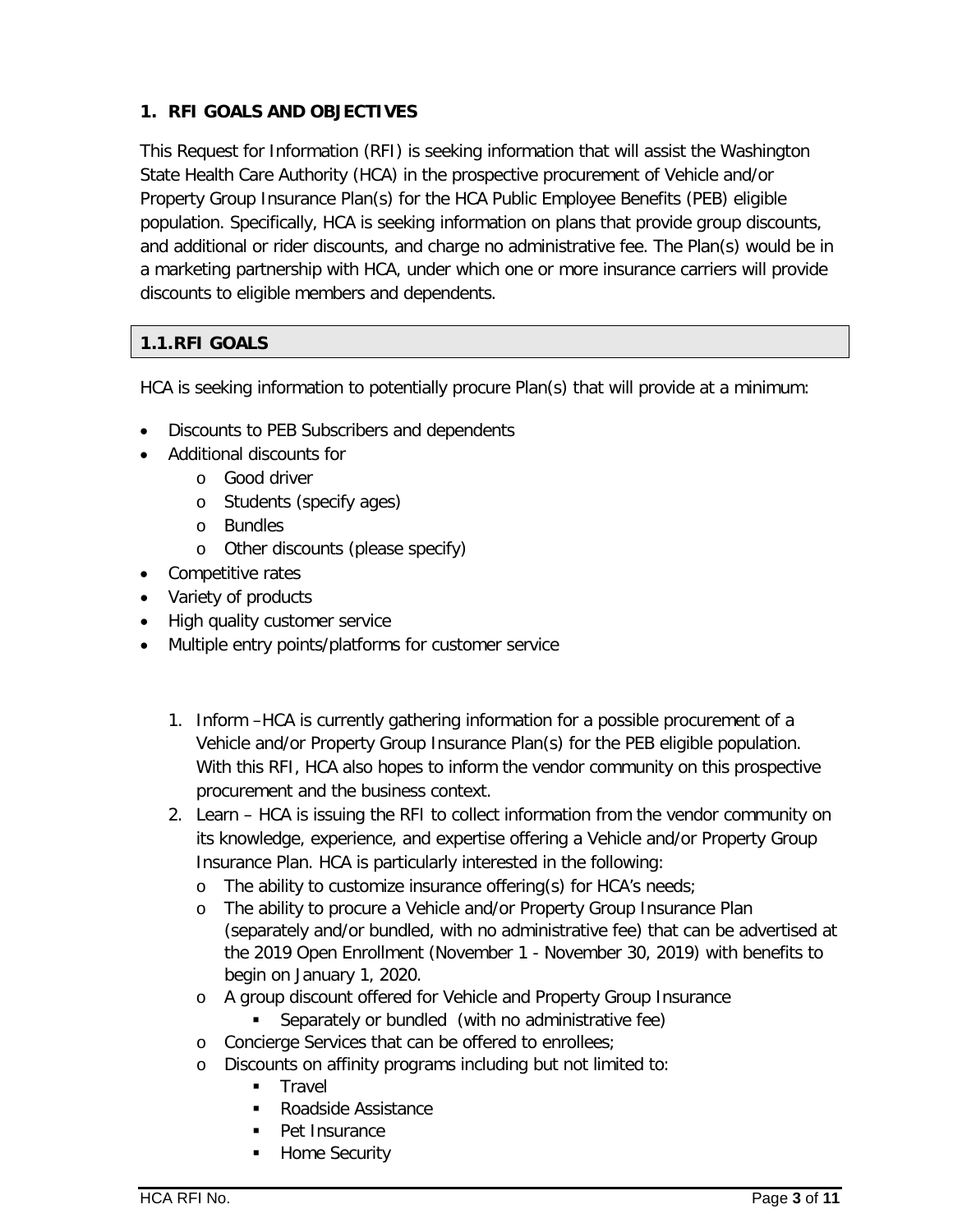## 1. RFI GOALS AND OBJECTIVES

This Request for Information (RFI) is seeking information that will assist the Washington State Health Care Authority (HCA) in the prospective procurement of Vehicle and/or Property Group Insurance Plan(s) for the HCA Public Employee Benefits (PEB) eligible population. Specifically, HCA is seeking information on plans that provide group discounts, and additional or rider discounts, and charge no administrative fee. The Plan(s) would be in a marketing partnership with HCA, under which one or more insurance carriers will provide discounts to eligible members and dependents.

### 1.1. RFI GOALS

HCA is seeking information to potentially procure Plan(s) that will provide at a minimum:

- Discounts to PEB Subscribers and dependents
- Additional discounts for
  - Good driver
  - Students (specify ages)
  - Bundles
  - Other discounts (please specify)
- Competitive rates
- Variety of products
- High quality customer service
- Multiple entry points/platforms for customer service

1. Inform –HCA is currently gathering information for a possible procurement of a Vehicle and/or Property Group Insurance Plan(s) for the PEB eligible population. With this RFI, HCA also hopes to inform the vendor community on this prospective procurement and the business context.
2. Learn – HCA is issuing the RFI to collect information from the vendor community on its knowledge, experience, and expertise offering a Vehicle and/or Property Group Insurance Plan. HCA is particularly interested in the following:
   - The ability to customize insurance offering(s) for HCA's needs;
   - The ability to procure a Vehicle and/or Property Group Insurance Plan (separately and/or bundled, with no administrative fee) that can be advertised at the 2019 Open Enrollment (November 1 - November 30, 2019) with benefits to begin on January 1, 2020.
   - A group discount offered for Vehicle and Property Group Insurance
     - Separately or bundled (with no administrative fee)
   - Concierge Services that can be offered to enrollees;
   - Discounts on affinity programs including but not limited to:
     - Travel
     - Roadside Assistance
     - Pet Insurance
     - Home Security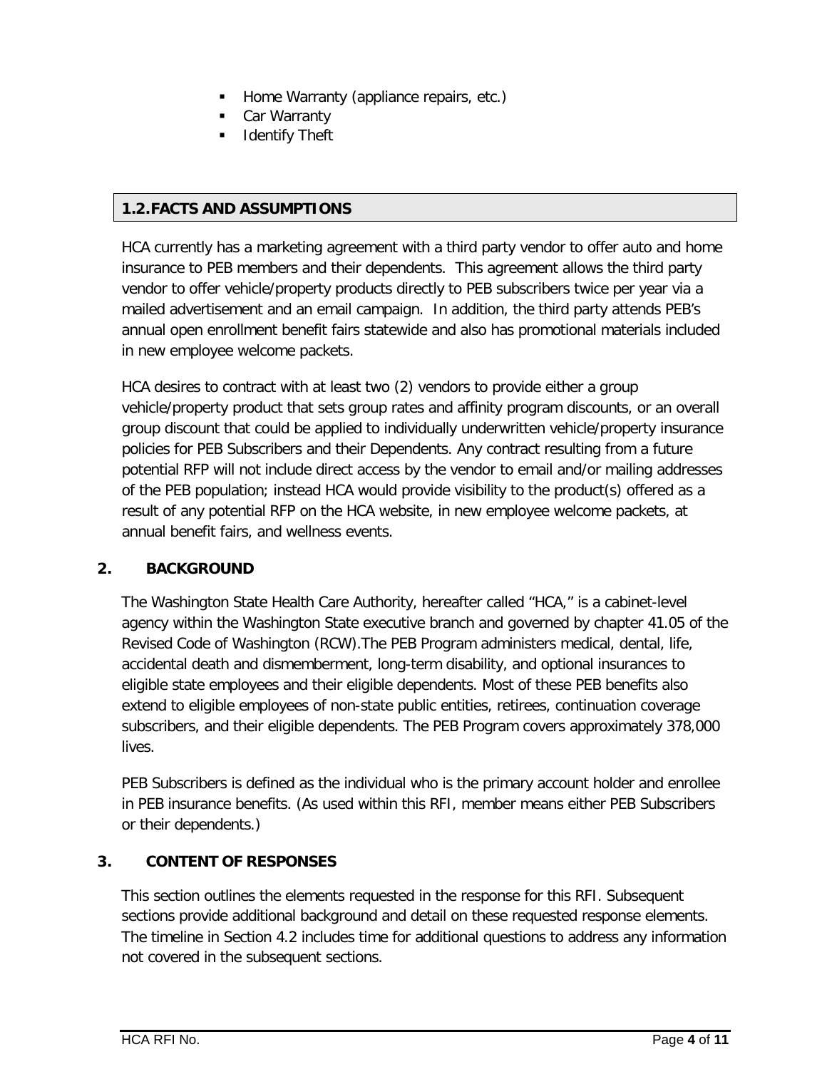- Home Warranty (appliance repairs, etc.)
- Car Warranty
- Identify Theft

### 1.2. FACTS AND ASSUMPTIONS

HCA currently has a marketing agreement with a third party vendor to offer auto and home insurance to PEB members and their dependents. This agreement allows the third party vendor to offer vehicle/property products directly to PEB subscribers twice per year via a mailed advertisement and an email campaign. In addition, the third party attends PEB's annual open enrollment benefit fairs statewide and also has promotional materials included in new employee welcome packets.

HCA desires to contract with at least two (2) vendors to provide either a group vehicle/property product that sets group rates and affinity program discounts, or an overall group discount that could be applied to individually underwritten vehicle/property insurance policies for PEB Subscribers and their Dependents. Any contract resulting from a future potential RFP will not include direct access by the vendor to email and/or mailing addresses of the PEB population; instead HCA would provide visibility to the product(s) offered as a result of any potential RFP on the HCA website, in new employee welcome packets, at annual benefit fairs, and wellness events.

## 2. BACKGROUND

The Washington State Health Care Authority, hereafter called "HCA," is a cabinet-level agency within the Washington State executive branch and governed by chapter 41.05 of the Revised Code of Washington (RCW).The PEB Program administers medical, dental, life, accidental death and dismemberment, long-term disability, and optional insurances to eligible state employees and their eligible dependents. Most of these PEB benefits also extend to eligible employees of non-state public entities, retirees, continuation coverage subscribers, and their eligible dependents. The PEB Program covers approximately 378,000 lives.

PEB Subscribers is defined as the individual who is the primary account holder and enrollee in PEB insurance benefits. (As used within this RFI, member means either PEB Subscribers or their dependents.)

## 3. CONTENT OF RESPONSES

This section outlines the elements requested in the response for this RFI. Subsequent sections provide additional background and detail on these requested response elements. The timeline in Section 4.2 includes time for additional questions to address any information not covered in the subsequent sections.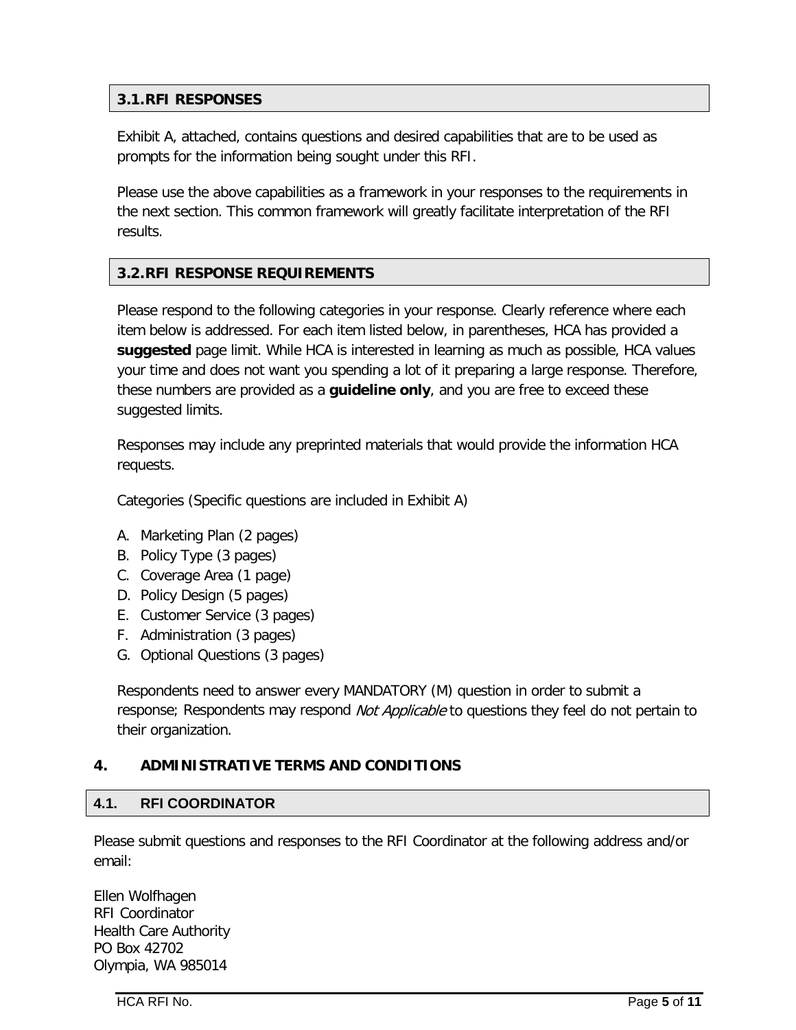### 3.1. RFI RESPONSES

Exhibit A, attached, contains questions and desired capabilities that are to be used as prompts for the information being sought under this RFI.

Please use the above capabilities as a framework in your responses to the requirements in the next section. This common framework will greatly facilitate interpretation of the RFI results.

### 3.2. RFI RESPONSE REQUIREMENTS

Please respond to the following categories in your response. Clearly reference where each item below is addressed. For each item listed below, in parentheses, HCA has provided a **suggested** page limit. While HCA is interested in learning as much as possible, HCA values your time and does not want you spending a lot of it preparing a large response. Therefore, these numbers are provided as a **guideline only**, and you are free to exceed these suggested limits.

Responses may include any preprinted materials that would provide the information HCA requests.

Categories (Specific questions are included in Exhibit A)

A. Marketing Plan (2 pages)
B. Policy Type (3 pages)
C. Coverage Area (1 page)
D. Policy Design (5 pages)
E. Customer Service (3 pages)
F. Administration (3 pages)
G. Optional Questions (3 pages)

Respondents need to answer every MANDATORY (M) question in order to submit a response; Respondents may respond *Not Applicable* to questions they feel do not pertain to their organization.

## 4. ADMINISTRATIVE TERMS AND CONDITIONS

### 4.1. RFI COORDINATOR

Please submit questions and responses to the RFI Coordinator at the following address and/or email:

Ellen Wolfhagen
RFI Coordinator
Health Care Authority
PO Box 42702
Olympia, WA 985014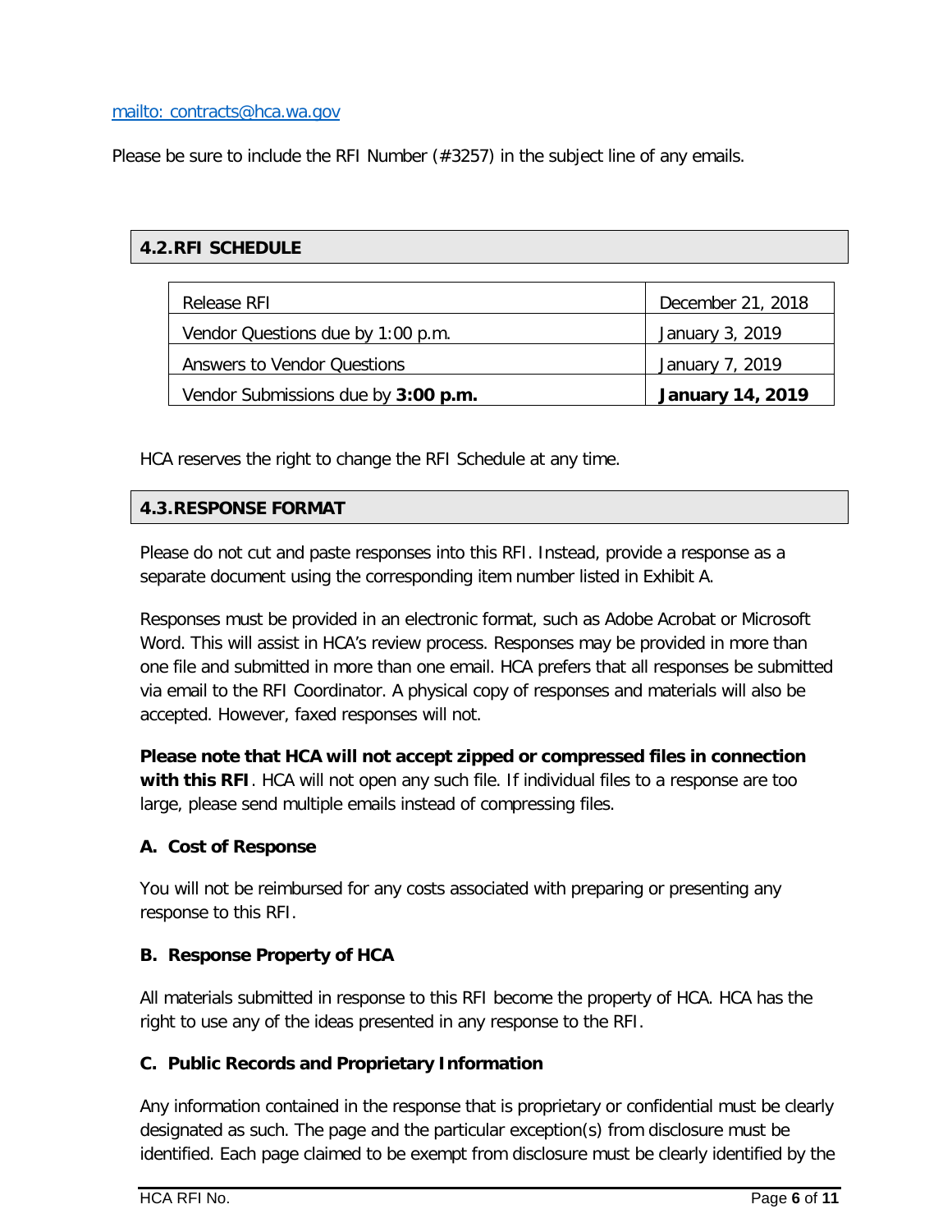mailto: contracts@hca.wa.gov

Please be sure to include the RFI Number (#3257) in the subject line of any emails.

## 4.2. RFI SCHEDULE

| | |
|---|---|
| Release RFI | December 21, 2018 |
| Vendor Questions due by 1:00 p.m. | January 3, 2019 |
| Answers to Vendor Questions | January 7, 2019 |
| Vendor Submissions due by **3:00 p.m.** | **January 14, 2019** |

HCA reserves the right to change the RFI Schedule at any time.

## 4.3. RESPONSE FORMAT

Please do not cut and paste responses into this RFI. Instead, provide a response as a separate document using the corresponding item number listed in Exhibit A.

Responses must be provided in an electronic format, such as Adobe Acrobat or Microsoft Word. This will assist in HCA's review process. Responses may be provided in more than one file and submitted in more than one email. HCA prefers that all responses be submitted via email to the RFI Coordinator. A physical copy of responses and materials will also be accepted. However, faxed responses will not.

**Please note that HCA will not accept zipped or compressed files in connection with this RFI**. HCA will not open any such file. If individual files to a response are too large, please send multiple emails instead of compressing files.

### A. Cost of Response

You will not be reimbursed for any costs associated with preparing or presenting any response to this RFI.

### B. Response Property of HCA

All materials submitted in response to this RFI become the property of HCA. HCA has the right to use any of the ideas presented in any response to the RFI.

### C. Public Records and Proprietary Information

Any information contained in the response that is proprietary or confidential must be clearly designated as such. The page and the particular exception(s) from disclosure must be identified. Each page claimed to be exempt from disclosure must be clearly identified by the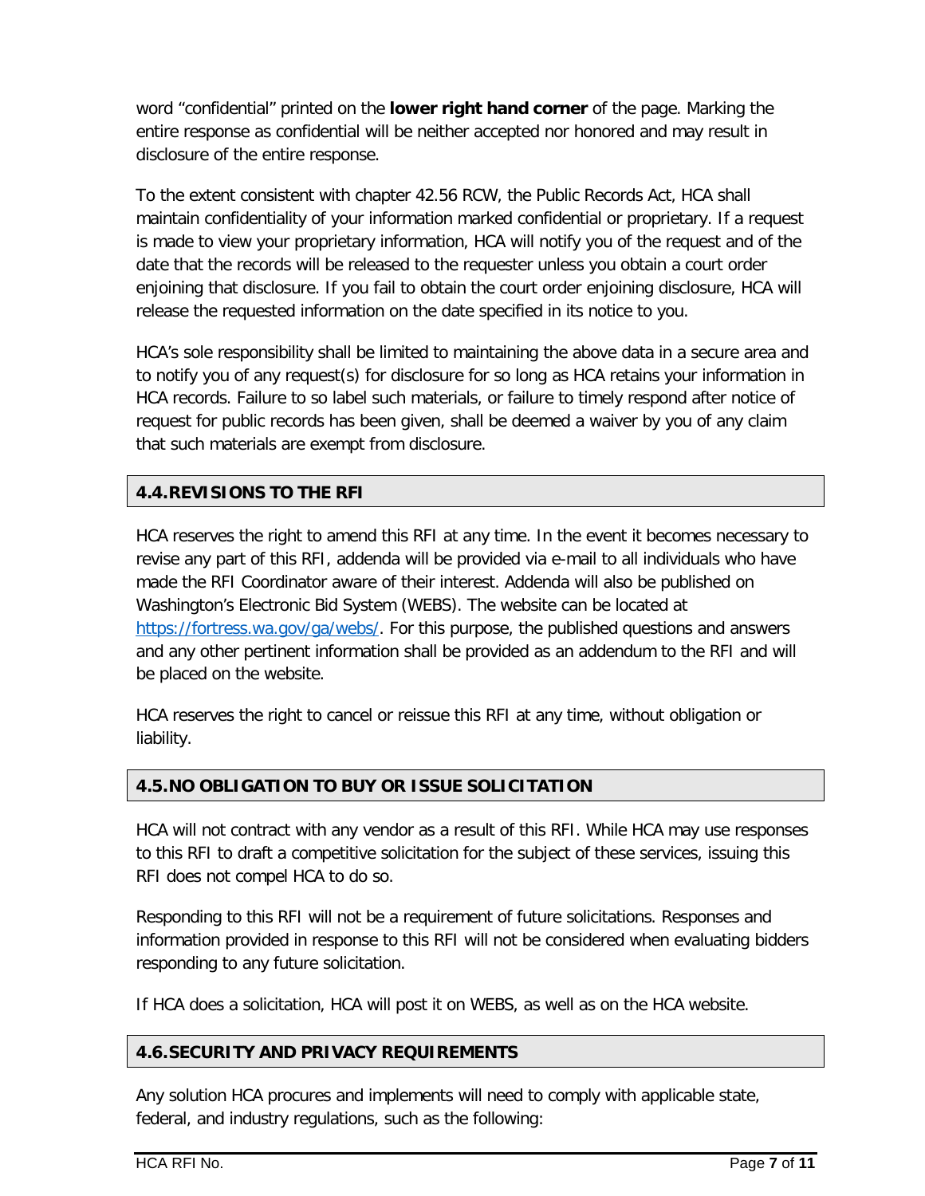word “confidential” printed on the **lower right hand corner** of the page. Marking the entire response as confidential will be neither accepted nor honored and may result in disclosure of the entire response.

To the extent consistent with chapter 42.56 RCW, the Public Records Act, HCA shall maintain confidentiality of your information marked confidential or proprietary. If a request is made to view your proprietary information, HCA will notify you of the request and of the date that the records will be released to the requester unless you obtain a court order enjoining that disclosure. If you fail to obtain the court order enjoining disclosure, HCA will release the requested information on the date specified in its notice to you.

HCA’s sole responsibility shall be limited to maintaining the above data in a secure area and to notify you of any request(s) for disclosure for so long as HCA retains your information in HCA records. Failure to so label such materials, or failure to timely respond after notice of request for public records has been given, shall be deemed a waiver by you of any claim that such materials are exempt from disclosure.

## 4.4. REVISIONS TO THE RFI

HCA reserves the right to amend this RFI at any time. In the event it becomes necessary to revise any part of this RFI, addenda will be provided via e-mail to all individuals who have made the RFI Coordinator aware of their interest. Addenda will also be published on Washington’s Electronic Bid System (WEBS). The website can be located at https://fortress.wa.gov/ga/webs/. For this purpose, the published questions and answers and any other pertinent information shall be provided as an addendum to the RFI and will be placed on the website.

HCA reserves the right to cancel or reissue this RFI at any time, without obligation or liability.

## 4.5. NO OBLIGATION TO BUY OR ISSUE SOLICITATION

HCA will not contract with any vendor as a result of this RFI. While HCA may use responses to this RFI to draft a competitive solicitation for the subject of these services, issuing this RFI does not compel HCA to do so.

Responding to this RFI will not be a requirement of future solicitations. Responses and information provided in response to this RFI will not be considered when evaluating bidders responding to any future solicitation.

If HCA does a solicitation, HCA will post it on WEBS, as well as on the HCA website.

## 4.6. SECURITY AND PRIVACY REQUIREMENTS

Any solution HCA procures and implements will need to comply with applicable state, federal, and industry regulations, such as the following: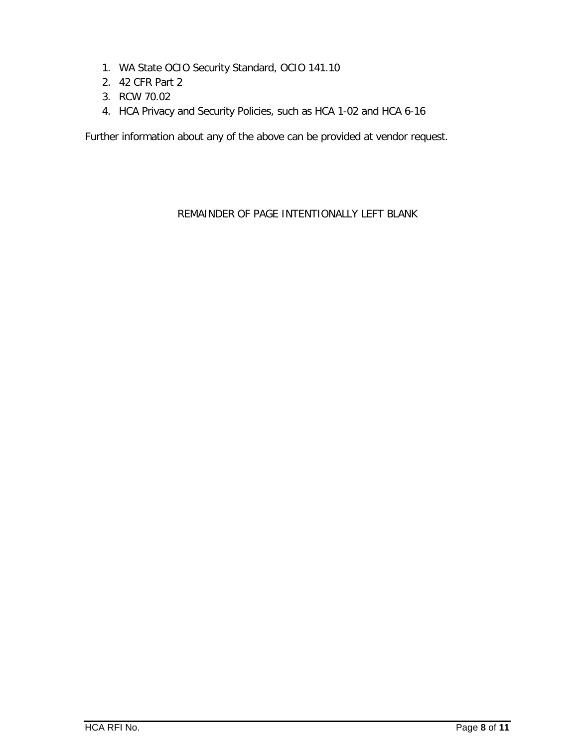1. WA State OCIO Security Standard, OCIO 141.10
2. 42 CFR Part 2
3. RCW 70.02
4. HCA Privacy and Security Policies, such as HCA 1-02 and HCA 6-16

Further information about any of the above can be provided at vendor request.

REMAINDER OF PAGE INTENTIONALLY LEFT BLANK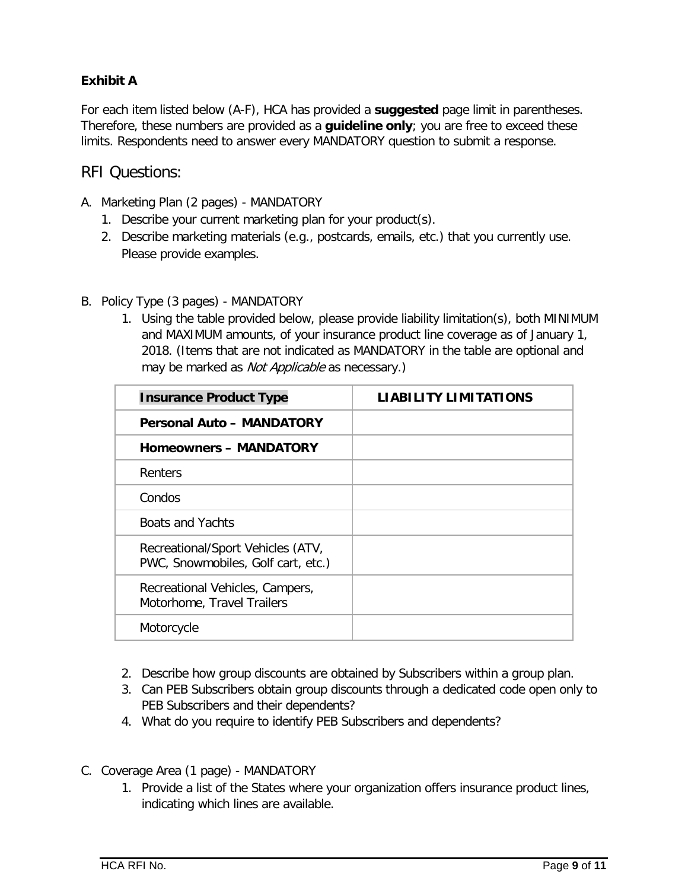**Exhibit A**

For each item listed below (A-F), HCA has provided a **suggested** page limit in parentheses. Therefore, these numbers are provided as a **guideline only**; you are free to exceed these limits. Respondents need to answer every MANDATORY question to submit a response.

## RFI Questions:

A. Marketing Plan (2 pages) - MANDATORY
   1. Describe your current marketing plan for your product(s).
   2. Describe marketing materials (e.g., postcards, emails, etc.) that you currently use. Please provide examples.

B. Policy Type (3 pages) - MANDATORY
   1. Using the table provided below, please provide liability limitation(s), both MINIMUM and MAXIMUM amounts, of your insurance product line coverage as of January 1, 2018. (Items that are not indicated as MANDATORY in the table are optional and may be marked as *Not Applicable* as necessary.)

| **Insurance Product Type** | **LIABILITY LIMITATIONS** |
|---|---|
| **Personal Auto – MANDATORY** | |
| **Homeowners – MANDATORY** | |
| Renters | |
| Condos | |
| Boats and Yachts | |
| Recreational/Sport Vehicles (ATV, PWC, Snowmobiles, Golf cart, etc.) | |
| Recreational Vehicles, Campers, Motorhome, Travel Trailers | |
| Motorcycle | |

   2. Describe how group discounts are obtained by Subscribers within a group plan.
   3. Can PEB Subscribers obtain group discounts through a dedicated code open only to PEB Subscribers and their dependents?
   4. What do you require to identify PEB Subscribers and dependents?

C. Coverage Area (1 page) - MANDATORY
   1. Provide a list of the States where your organization offers insurance product lines, indicating which lines are available.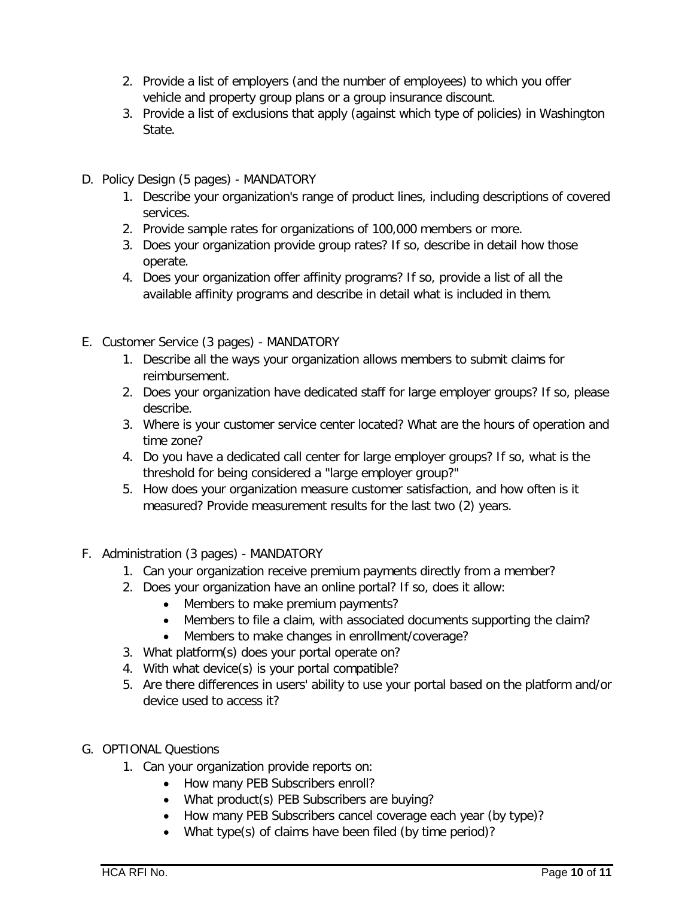2. Provide a list of employers (and the number of employees) to which you offer vehicle and property group plans or a group insurance discount.
3. Provide a list of exclusions that apply (against which type of policies) in Washington State.

D. Policy Design (5 pages) - MANDATORY
   1. Describe your organization's range of product lines, including descriptions of covered services.
   2. Provide sample rates for organizations of 100,000 members or more.
   3. Does your organization provide group rates? If so, describe in detail how those operate.
   4. Does your organization offer affinity programs? If so, provide a list of all the available affinity programs and describe in detail what is included in them.

E. Customer Service (3 pages) - MANDATORY
   1. Describe all the ways your organization allows members to submit claims for reimbursement.
   2. Does your organization have dedicated staff for large employer groups? If so, please describe.
   3. Where is your customer service center located? What are the hours of operation and time zone?
   4. Do you have a dedicated call center for large employer groups? If so, what is the threshold for being considered a "large employer group?"
   5. How does your organization measure customer satisfaction, and how often is it measured? Provide measurement results for the last two (2) years.

F. Administration (3 pages) - MANDATORY
   1. Can your organization receive premium payments directly from a member?
   2. Does your organization have an online portal? If so, does it allow:
      - Members to make premium payments?
      - Members to file a claim, with associated documents supporting the claim?
      - Members to make changes in enrollment/coverage?
   3. What platform(s) does your portal operate on?
   4. With what device(s) is your portal compatible?
   5. Are there differences in users' ability to use your portal based on the platform and/or device used to access it?

G. OPTIONAL Questions
   1. Can your organization provide reports on:
      - How many PEB Subscribers enroll?
      - What product(s) PEB Subscribers are buying?
      - How many PEB Subscribers cancel coverage each year (by type)?
      - What type(s) of claims have been filed (by time period)?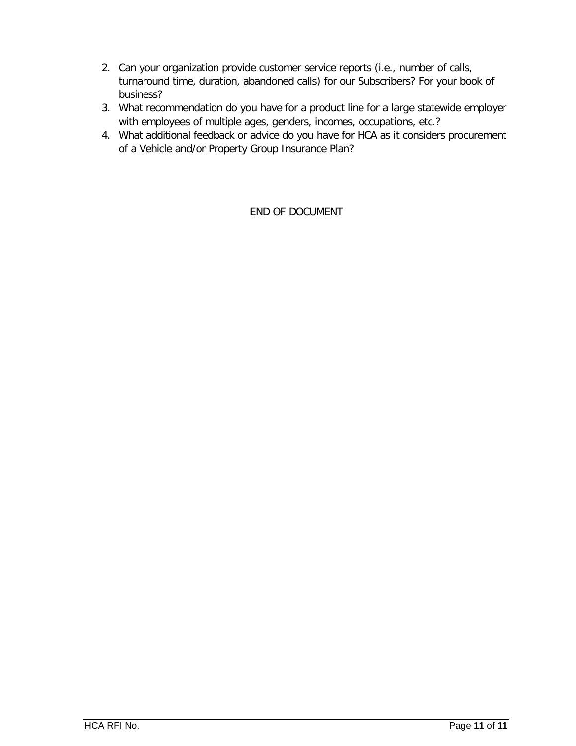2. Can your organization provide customer service reports (i.e., number of calls, turnaround time, duration, abandoned calls) for our Subscribers? For your book of business?
3. What recommendation do you have for a product line for a large statewide employer with employees of multiple ages, genders, incomes, occupations, etc.?
4. What additional feedback or advice do you have for HCA as it considers procurement of a Vehicle and/or Property Group Insurance Plan?

END OF DOCUMENT